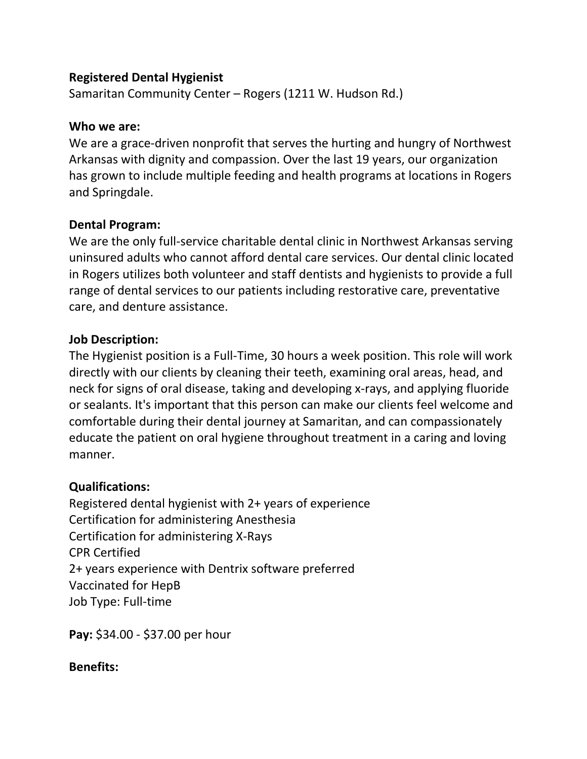**Registered Dental Hygienist**
Samaritan Community Center – Rogers (1211 W. Hudson Rd.)

**Who we are:**
We are a grace-driven nonprofit that serves the hurting and hungry of Northwest Arkansas with dignity and compassion. Over the last 19 years, our organization has grown to include multiple feeding and health programs at locations in Rogers and Springdale.

**Dental Program:**
We are the only full-service charitable dental clinic in Northwest Arkansas serving uninsured adults who cannot afford dental care services. Our dental clinic located in Rogers utilizes both volunteer and staff dentists and hygienists to provide a full range of dental services to our patients including restorative care, preventative care, and denture assistance.

**Job Description:**
The Hygienist position is a Full-Time, 30 hours a week position. This role will work directly with our clients by cleaning their teeth, examining oral areas, head, and neck for signs of oral disease, taking and developing x-rays, and applying fluoride or sealants. It's important that this person can make our clients feel welcome and comfortable during their dental journey at Samaritan, and can compassionately educate the patient on oral hygiene throughout treatment in a caring and loving manner.

**Qualifications:**
Registered dental hygienist with 2+ years of experience
Certification for administering Anesthesia
Certification for administering X-Rays
CPR Certified
2+ years experience with Dentrix software preferred
Vaccinated for HepB
Job Type: Full-time

**Pay:** $34.00 - $37.00 per hour

**Benefits:**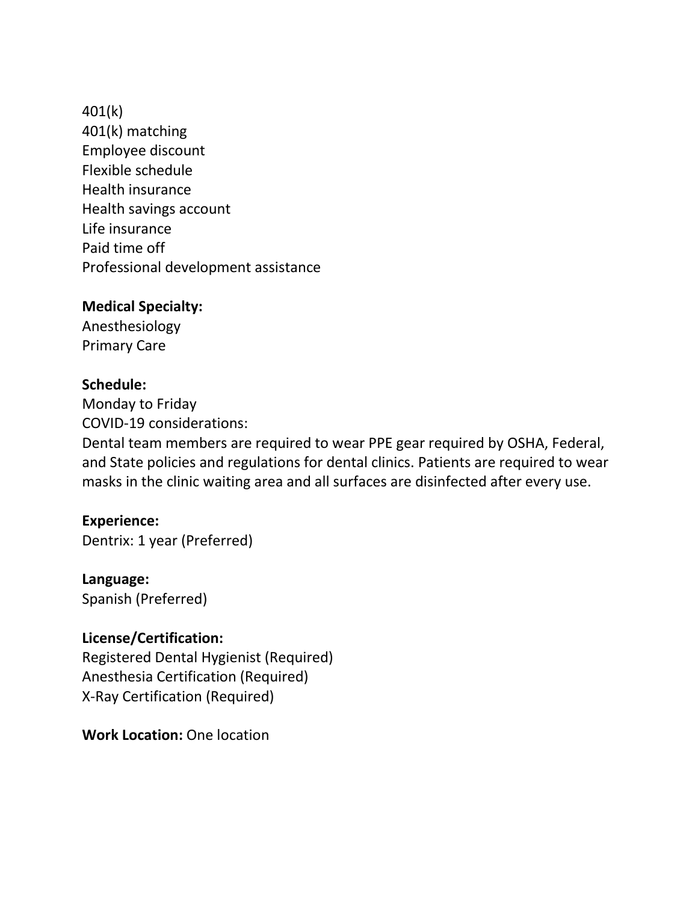401(k)
401(k) matching
Employee discount
Flexible schedule
Health insurance
Health savings account
Life insurance
Paid time off
Professional development assistance

**Medical Specialty:**
Anesthesiology
Primary Care

**Schedule:**
Monday to Friday
COVID-19 considerations:
Dental team members are required to wear PPE gear required by OSHA, Federal, and State policies and regulations for dental clinics. Patients are required to wear masks in the clinic waiting area and all surfaces are disinfected after every use.

**Experience:**
Dentrix: 1 year (Preferred)

**Language:**
Spanish (Preferred)

**License/Certification:**
Registered Dental Hygienist (Required)
Anesthesia Certification (Required)
X-Ray Certification (Required)

**Work Location:** One location